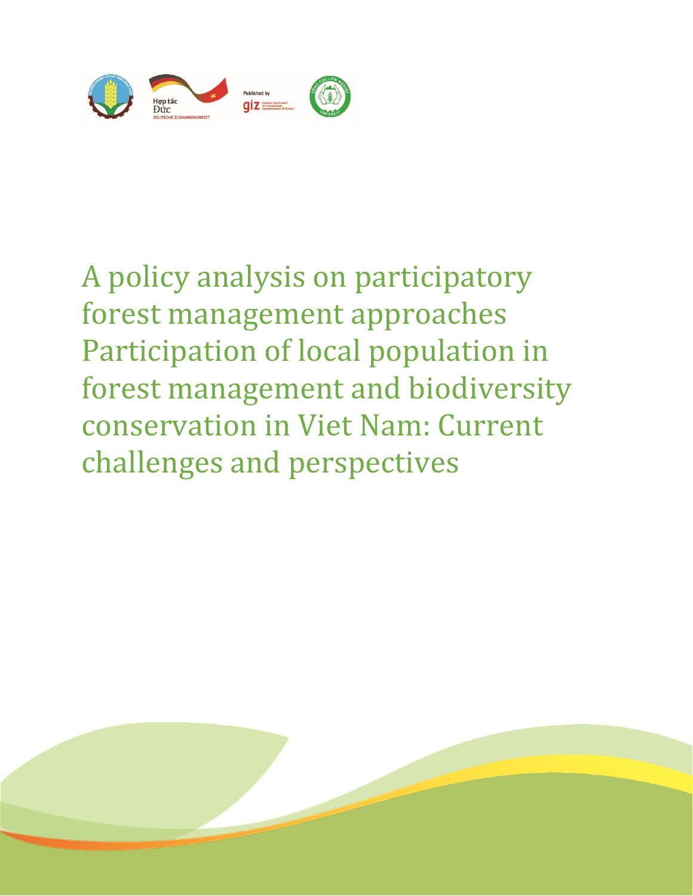Hợp tác Đức

DEUTSCHE ZUSAMMENARBEIT

Published by giz

# A policy analysis on participatory forest management approaches Participation of local population in forest management and biodiversity conservation in Viet Nam: Current challenges and perspectives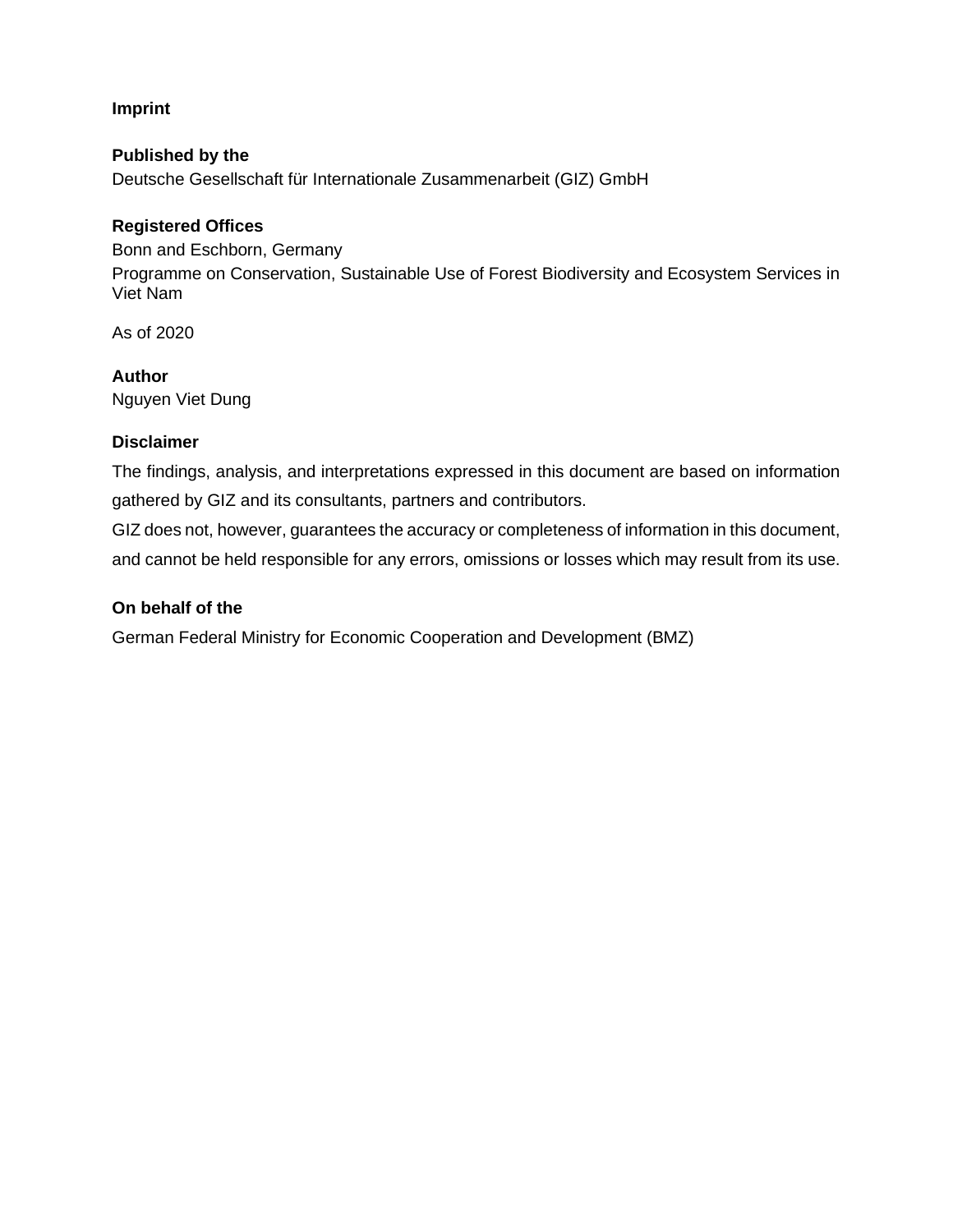**Imprint**

**Published by the**
Deutsche Gesellschaft für Internationale Zusammenarbeit (GIZ) GmbH

**Registered Offices**
Bonn and Eschborn, Germany
Programme on Conservation, Sustainable Use of Forest Biodiversity and Ecosystem Services in Viet Nam

As of 2020

**Author**
Nguyen Viet Dung

**Disclaimer**

The findings, analysis, and interpretations expressed in this document are based on information gathered by GIZ and its consultants, partners and contributors.
GIZ does not, however, guarantees the accuracy or completeness of information in this document, and cannot be held responsible for any errors, omissions or losses which may result from its use.

**On behalf of the**

German Federal Ministry for Economic Cooperation and Development (BMZ)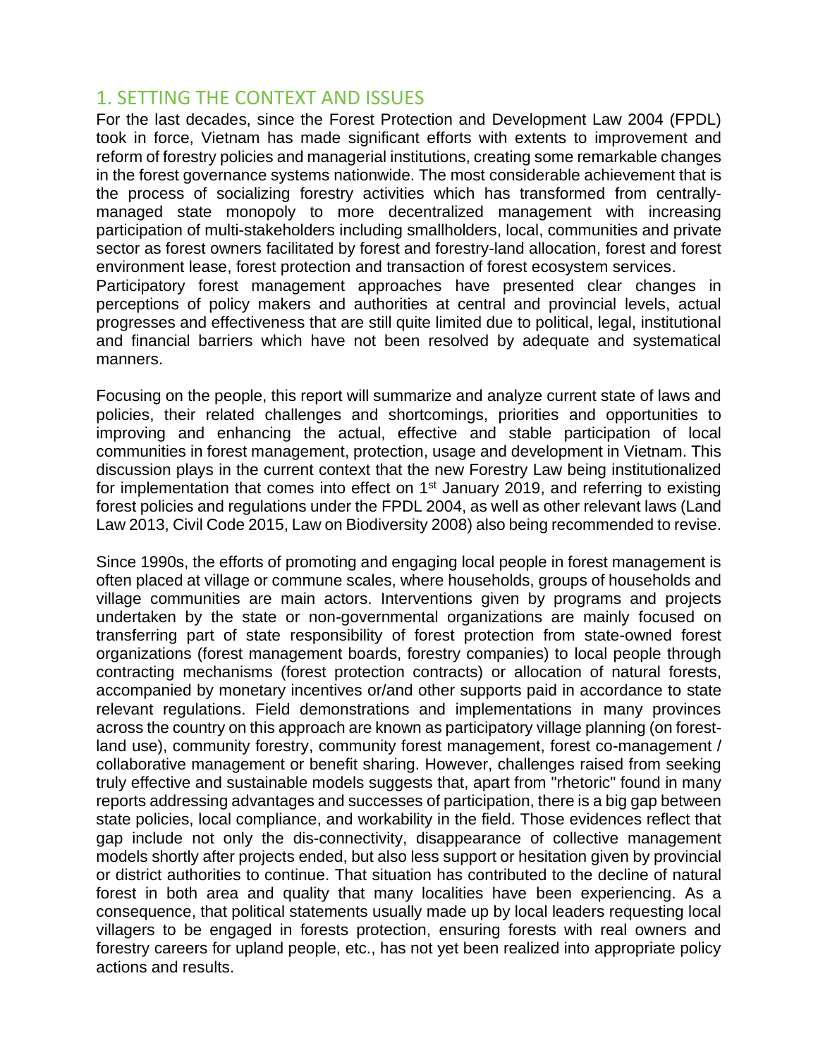## 1. SETTING THE CONTEXT AND ISSUES

For the last decades, since the Forest Protection and Development Law 2004 (FPDL) took in force, Vietnam has made significant efforts with extents to improvement and reform of forestry policies and managerial institutions, creating some remarkable changes in the forest governance systems nationwide. The most considerable achievement that is the process of socializing forestry activities which has transformed from centrally-managed state monopoly to more decentralized management with increasing participation of multi-stakeholders including smallholders, local, communities and private sector as forest owners facilitated by forest and forestry-land allocation, forest and forest environment lease, forest protection and transaction of forest ecosystem services.

Participatory forest management approaches have presented clear changes in perceptions of policy makers and authorities at central and provincial levels, actual progresses and effectiveness that are still quite limited due to political, legal, institutional and financial barriers which have not been resolved by adequate and systematical manners.

Focusing on the people, this report will summarize and analyze current state of laws and policies, their related challenges and shortcomings, priorities and opportunities to improving and enhancing the actual, effective and stable participation of local communities in forest management, protection, usage and development in Vietnam. This discussion plays in the current context that the new Forestry Law being institutionalized for implementation that comes into effect on 1st January 2019, and referring to existing forest policies and regulations under the FPDL 2004, as well as other relevant laws (Land Law 2013, Civil Code 2015, Law on Biodiversity 2008) also being recommended to revise.

Since 1990s, the efforts of promoting and engaging local people in forest management is often placed at village or commune scales, where households, groups of households and village communities are main actors. Interventions given by programs and projects undertaken by the state or non-governmental organizations are mainly focused on transferring part of state responsibility of forest protection from state-owned forest organizations (forest management boards, forestry companies) to local people through contracting mechanisms (forest protection contracts) or allocation of natural forests, accompanied by monetary incentives or/and other supports paid in accordance to state relevant regulations. Field demonstrations and implementations in many provinces across the country on this approach are known as participatory village planning (on forest-land use), community forestry, community forest management, forest co-management / collaborative management or benefit sharing. However, challenges raised from seeking truly effective and sustainable models suggests that, apart from "rhetoric" found in many reports addressing advantages and successes of participation, there is a big gap between state policies, local compliance, and workability in the field. Those evidences reflect that gap include not only the dis-connectivity, disappearance of collective management models shortly after projects ended, but also less support or hesitation given by provincial or district authorities to continue. That situation has contributed to the decline of natural forest in both area and quality that many localities have been experiencing. As a consequence, that political statements usually made up by local leaders requesting local villagers to be engaged in forests protection, ensuring forests with real owners and forestry careers for upland people, etc., has not yet been realized into appropriate policy actions and results.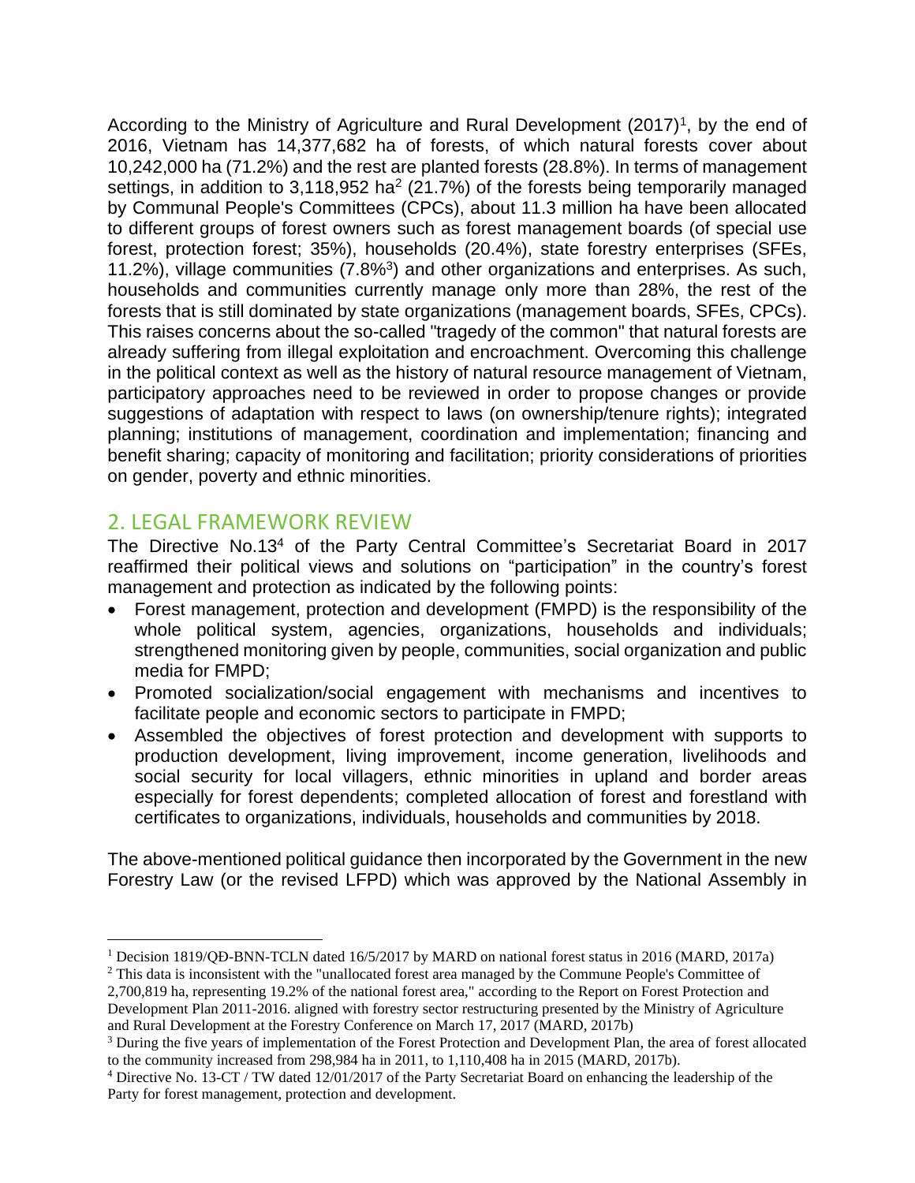According to the Ministry of Agriculture and Rural Development (2017)[1], by the end of 2016, Vietnam has 14,377,682 ha of forests, of which natural forests cover about 10,242,000 ha (71.2%) and the rest are planted forests (28.8%). In terms of management settings, in addition to 3,118,952 ha[2] (21.7%) of the forests being temporarily managed by Communal People's Committees (CPCs), about 11.3 million ha have been allocated to different groups of forest owners such as forest management boards (of special use forest, protection forest; 35%), households (20.4%), state forestry enterprises (SFEs, 11.2%), village communities (7.8%[3]) and other organizations and enterprises. As such, households and communities currently manage only more than 28%, the rest of the forests that is still dominated by state organizations (management boards, SFEs, CPCs). This raises concerns about the so-called "tragedy of the common" that natural forests are already suffering from illegal exploitation and encroachment. Overcoming this challenge in the political context as well as the history of natural resource management of Vietnam, participatory approaches need to be reviewed in order to propose changes or provide suggestions of adaptation with respect to laws (on ownership/tenure rights); integrated planning; institutions of management, coordination and implementation; financing and benefit sharing; capacity of monitoring and facilitation; priority considerations of priorities on gender, poverty and ethnic minorities.

## 2. LEGAL FRAMEWORK REVIEW

The Directive No.13[4] of the Party Central Committee's Secretariat Board in 2017 reaffirmed their political views and solutions on "participation" in the country's forest management and protection as indicated by the following points:

- Forest management, protection and development (FMPD) is the responsibility of the whole political system, agencies, organizations, households and individuals; strengthened monitoring given by people, communities, social organization and public media for FMPD;
- Promoted socialization/social engagement with mechanisms and incentives to facilitate people and economic sectors to participate in FMPD;
- Assembled the objectives of forest protection and development with supports to production development, living improvement, income generation, livelihoods and social security for local villagers, ethnic minorities in upland and border areas especially for forest dependents; completed allocation of forest and forestland with certificates to organizations, individuals, households and communities by 2018.

The above-mentioned political guidance then incorporated by the Government in the new Forestry Law (or the revised LFPD) which was approved by the National Assembly in

---

[1] Decision 1819/QĐ-BNN-TCLN dated 16/5/2017 by MARD on national forest status in 2016 (MARD, 2017a)

[2] This data is inconsistent with the "unallocated forest area managed by the Commune People's Committee of 2,700,819 ha, representing 19.2% of the national forest area," according to the Report on Forest Protection and Development Plan 2011-2016. aligned with forestry sector restructuring presented by the Ministry of Agriculture and Rural Development at the Forestry Conference on March 17, 2017 (MARD, 2017b)

[3] During the five years of implementation of the Forest Protection and Development Plan, the area of forest allocated to the community increased from 298,984 ha in 2011, to 1,110,408 ha in 2015 (MARD, 2017b).

[4] Directive No. 13-CT / TW dated 12/01/2017 of the Party Secretariat Board on enhancing the leadership of the Party for forest management, protection and development.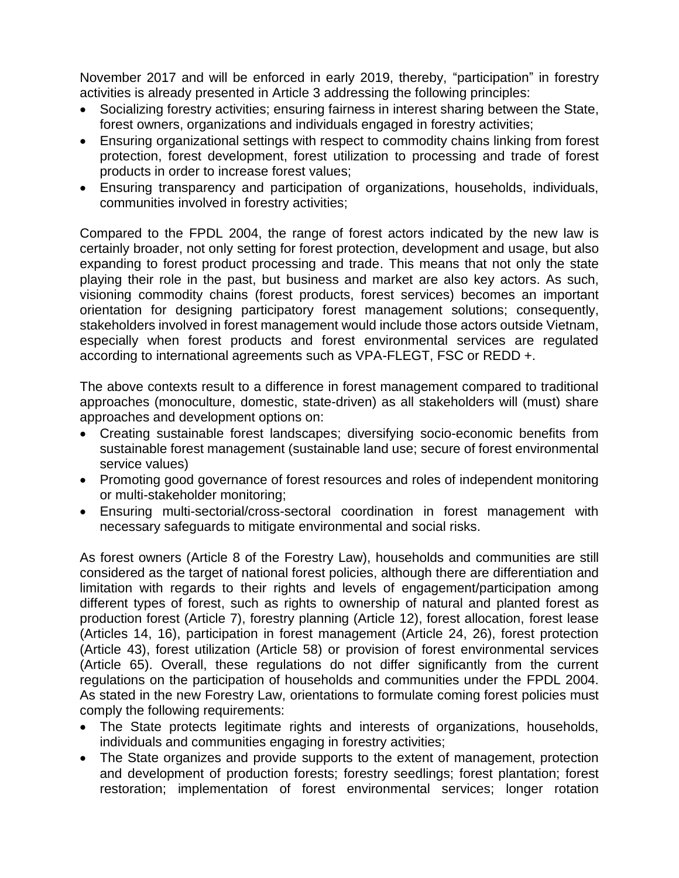November 2017 and will be enforced in early 2019, thereby, "participation" in forestry activities is already presented in Article 3 addressing the following principles:

- Socializing forestry activities; ensuring fairness in interest sharing between the State, forest owners, organizations and individuals engaged in forestry activities;
- Ensuring organizational settings with respect to commodity chains linking from forest protection, forest development, forest utilization to processing and trade of forest products in order to increase forest values;
- Ensuring transparency and participation of organizations, households, individuals, communities involved in forestry activities;

Compared to the FPDL 2004, the range of forest actors indicated by the new law is certainly broader, not only setting for forest protection, development and usage, but also expanding to forest product processing and trade. This means that not only the state playing their role in the past, but business and market are also key actors. As such, visioning commodity chains (forest products, forest services) becomes an important orientation for designing participatory forest management solutions; consequently, stakeholders involved in forest management would include those actors outside Vietnam, especially when forest products and forest environmental services are regulated according to international agreements such as VPA-FLEGT, FSC or REDD +.

The above contexts result to a difference in forest management compared to traditional approaches (monoculture, domestic, state-driven) as all stakeholders will (must) share approaches and development options on:

- Creating sustainable forest landscapes; diversifying socio-economic benefits from sustainable forest management (sustainable land use; secure of forest environmental service values)
- Promoting good governance of forest resources and roles of independent monitoring or multi-stakeholder monitoring;
- Ensuring multi-sectorial/cross-sectoral coordination in forest management with necessary safeguards to mitigate environmental and social risks.

As forest owners (Article 8 of the Forestry Law), households and communities are still considered as the target of national forest policies, although there are differentiation and limitation with regards to their rights and levels of engagement/participation among different types of forest, such as rights to ownership of natural and planted forest as production forest (Article 7), forestry planning (Article 12), forest allocation, forest lease (Articles 14, 16), participation in forest management (Article 24, 26), forest protection (Article 43), forest utilization (Article 58) or provision of forest environmental services (Article 65). Overall, these regulations do not differ significantly from the current regulations on the participation of households and communities under the FPDL 2004. As stated in the new Forestry Law, orientations to formulate coming forest policies must comply the following requirements:

- The State protects legitimate rights and interests of organizations, households, individuals and communities engaging in forestry activities;
- The State organizes and provide supports to the extent of management, protection and development of production forests; forestry seedlings; forest plantation; forest restoration; implementation of forest environmental services; longer rotation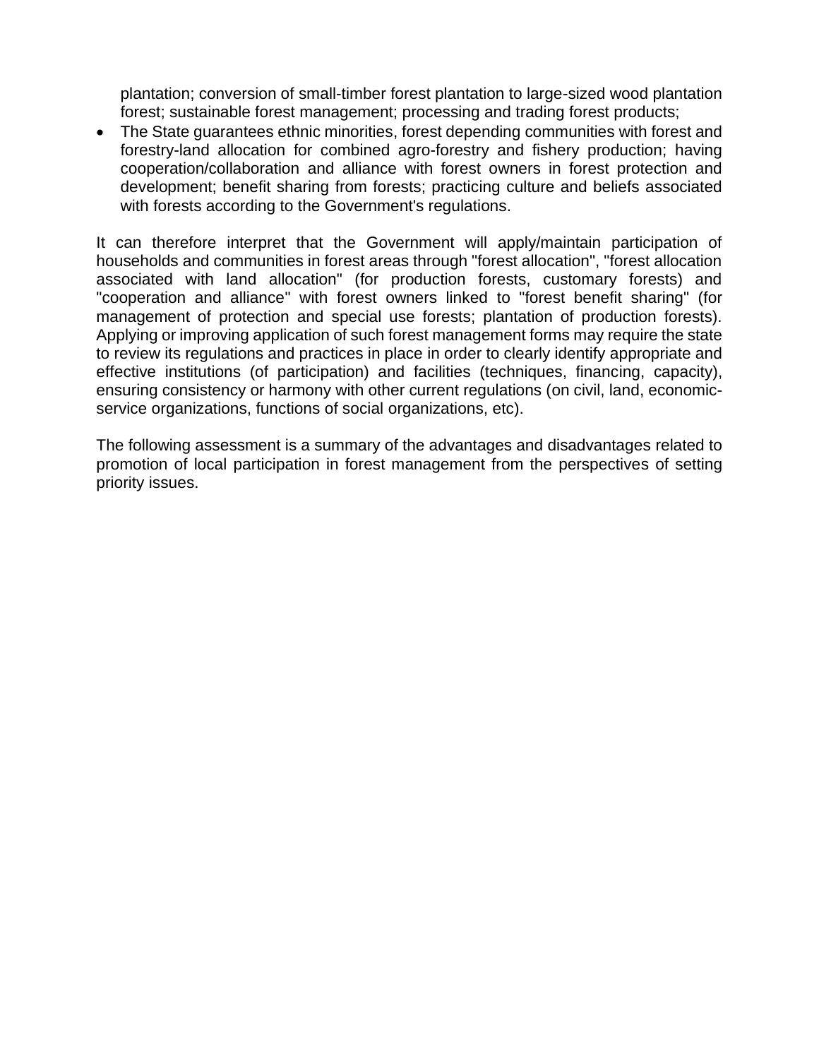plantation; conversion of small-timber forest plantation to large-sized wood plantation forest; sustainable forest management; processing and trading forest products;

- The State guarantees ethnic minorities, forest depending communities with forest and forestry-land allocation for combined agro-forestry and fishery production; having cooperation/collaboration and alliance with forest owners in forest protection and development; benefit sharing from forests; practicing culture and beliefs associated with forests according to the Government's regulations.

It can therefore interpret that the Government will apply/maintain participation of households and communities in forest areas through "forest allocation", "forest allocation associated with land allocation" (for production forests, customary forests) and "cooperation and alliance" with forest owners linked to "forest benefit sharing" (for management of protection and special use forests; plantation of production forests). Applying or improving application of such forest management forms may require the state to review its regulations and practices in place in order to clearly identify appropriate and effective institutions (of participation) and facilities (techniques, financing, capacity), ensuring consistency or harmony with other current regulations (on civil, land, economic-service organizations, functions of social organizations, etc).

The following assessment is a summary of the advantages and disadvantages related to promotion of local participation in forest management from the perspectives of setting priority issues.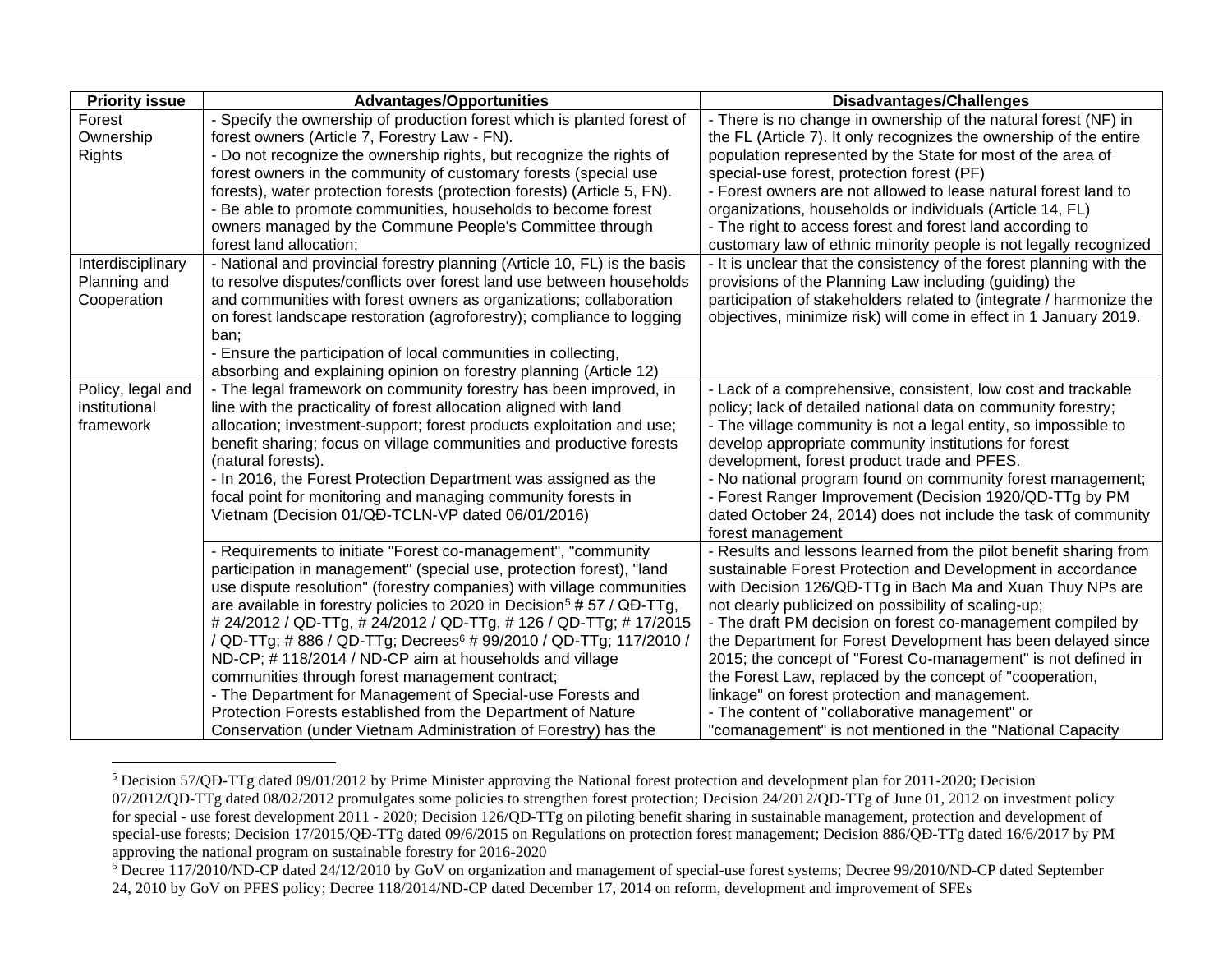| Priority issue | Advantages/Opportunities | Disadvantages/Challenges |
|---|---|---|
| Forest Ownership Rights | - Specify the ownership of production forest which is planted forest of forest owners (Article 7, Forestry Law - FN).<br>- Do not recognize the ownership rights, but recognize the rights of forest owners in the community of customary forests (special use forests), water protection forests (protection forests) (Article 5, FN).<br>- Be able to promote communities, households to become forest owners managed by the Commune People's Committee through forest land allocation; | - There is no change in ownership of the natural forest (NF) in the FL (Article 7). It only recognizes the ownership of the entire population represented by the State for most of the area of special-use forest, protection forest (PF)<br>- Forest owners are not allowed to lease natural forest land to organizations, households or individuals (Article 14, FL)<br>- The right to access forest and forest land according to customary law of ethnic minority people is not legally recognized |
| Interdisciplinary Planning and Cooperation | - National and provincial forestry planning (Article 10, FL) is the basis to resolve disputes/conflicts over forest land use between households and communities with forest owners as organizations; collaboration on forest landscape restoration (agroforestry); compliance to logging ban;<br>- Ensure the participation of local communities in collecting, absorbing and explaining opinion on forestry planning (Article 12) | - It is unclear that the consistency of the forest planning with the provisions of the Planning Law including (guiding) the participation of stakeholders related to (integrate / harmonize the objectives, minimize risk) will come in effect in 1 January 2019. |
| Policy, legal and institutional framework | - The legal framework on community forestry has been improved, in line with the practicality of forest allocation aligned with land allocation; investment-support; forest products exploitation and use; benefit sharing; focus on village communities and productive forests (natural forests).<br>- In 2016, the Forest Protection Department was assigned as the focal point for monitoring and managing community forests in Vietnam (Decision 01/QĐ-TCLN-VP dated 06/01/2016) | - Lack of a comprehensive, consistent, low cost and trackable policy; lack of detailed national data on community forestry;<br>- The village community is not a legal entity, so impossible to develop appropriate community institutions for forest development, forest product trade and PFES.<br>- No national program found on community forest management;<br>- Forest Ranger Improvement (Decision 1920/QD-TTg by PM dated October 24, 2014) does not include the task of community forest management |
| | - Requirements to initiate "Forest co-management", "community participation in management" (special use, protection forest), "land use dispute resolution" (forestry companies) with village communities are available in forestry policies to 2020 in Decision[5] # 57 / QĐ-TTg, # 24/2012 / QD-TTg, # 24/2012 / QD-TTg, # 126 / QD-TTg; # 17/2015 / QD-TTg; # 886 / QD-TTg; Decrees[6] # 99/2010 / QD-TTg; 117/2010 / ND-CP; # 118/2014 / ND-CP aim at households and village communities through forest management contract;<br>- The Department for Management of Special-use Forests and Protection Forests established from the Department of Nature Conservation (under Vietnam Administration of Forestry) has the | - Results and lessons learned from the pilot benefit sharing from sustainable Forest Protection and Development in accordance with Decision 126/QĐ-TTg in Bach Ma and Xuan Thuy NPs are not clearly publicized on possibility of scaling-up;<br>- The draft PM decision on forest co-management compiled by the Department for Forest Development has been delayed since 2015; the concept of "Forest Co-management" is not defined in the Forest Law, replaced by the concept of "cooperation, linkage" on forest protection and management.<br>- The content of "collaborative management" or "comanagement" is not mentioned in the "National Capacity |

[5] Decision 57/QĐ-TTg dated 09/01/2012 by Prime Minister approving the National forest protection and development plan for 2011-2020; Decision 07/2012/QD-TTg dated 08/02/2012 promulgates some policies to strengthen forest protection; Decision 24/2012/QD-TTg of June 01, 2012 on investment policy for special - use forest development 2011 - 2020; Decision 126/QD-TTg on piloting benefit sharing in sustainable management, protection and development of special-use forests; Decision 17/2015/QĐ-TTg dated 09/6/2015 on Regulations on protection forest management; Decision 886/QĐ-TTg dated 16/6/2017 by PM approving the national program on sustainable forestry for 2016-2020

[6] Decree 117/2010/ND-CP dated 24/12/2010 by GoV on organization and management of special-use forest systems; Decree 99/2010/ND-CP dated September 24, 2010 by GoV on PFES policy; Decree 118/2014/ND-CP dated December 17, 2014 on reform, development and improvement of SFEs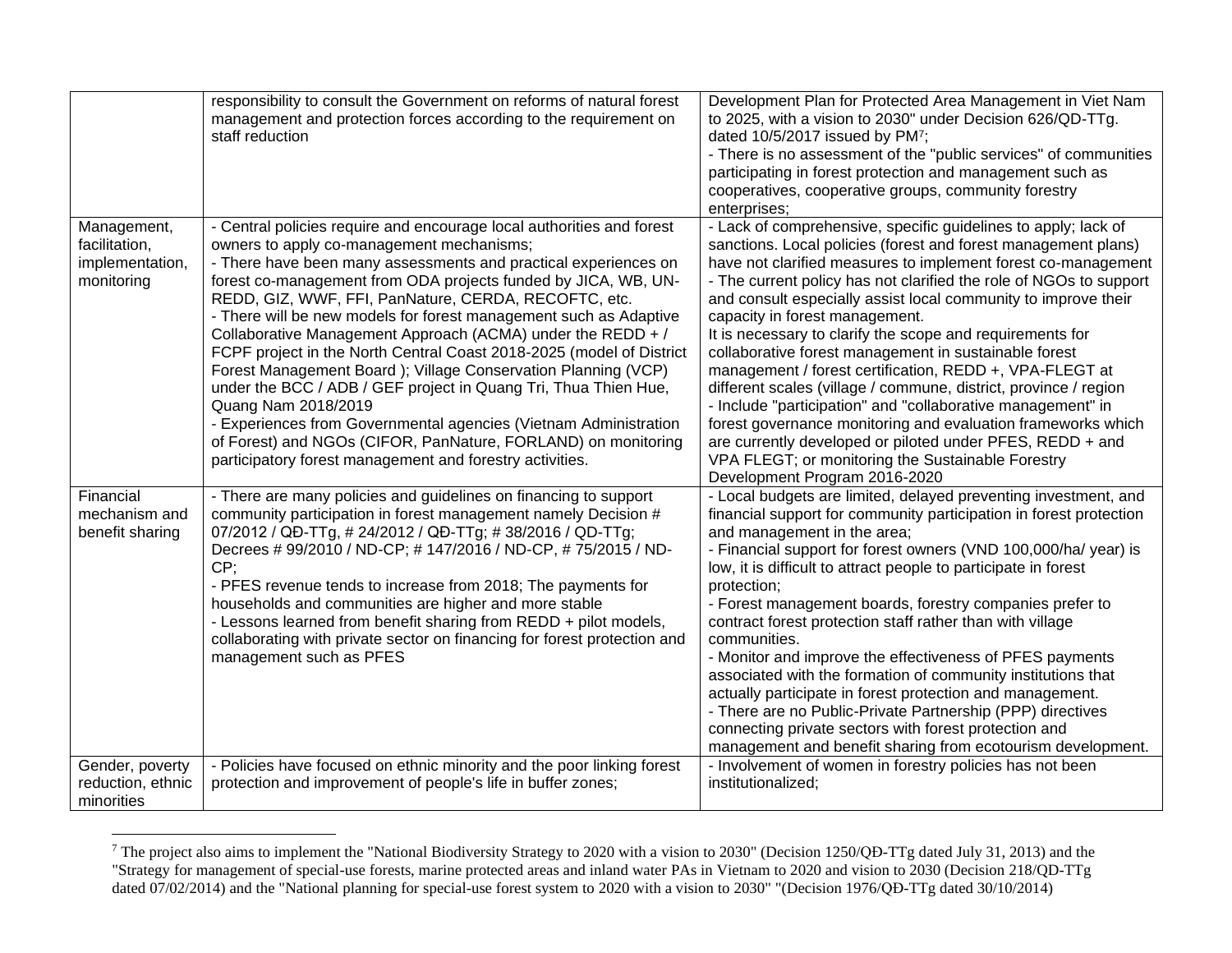| | | |
|---|---|---|
| | responsibility to consult the Government on reforms of natural forest management and protection forces according to the requirement on staff reduction | Development Plan for Protected Area Management in Viet Nam to 2025, with a vision to 2030" under Decision 626/QD-TTg. dated 10/5/2017 issued by PM[7];<br>- There is no assessment of the "public services" of communities participating in forest protection and management such as cooperatives, cooperative groups, community forestry enterprises; |
| Management, facilitation, implementation, monitoring | - Central policies require and encourage local authorities and forest owners to apply co-management mechanisms;<br>- There have been many assessments and practical experiences on forest co-management from ODA projects funded by JICA, WB, UN-REDD, GIZ, WWF, FFI, PanNature, CERDA, RECOFTC, etc.<br>- There will be new models for forest management such as Adaptive Collaborative Management Approach (ACMA) under the REDD + / FCPF project in the North Central Coast 2018-2025 (model of District Forest Management Board ); Village Conservation Planning (VCP) under the BCC / ADB / GEF project in Quang Tri, Thua Thien Hue, Quang Nam 2018/2019<br>- Experiences from Governmental agencies (Vietnam Administration of Forest) and NGOs (CIFOR, PanNature, FORLAND) on monitoring participatory forest management and forestry activities. | - Lack of comprehensive, specific guidelines to apply; lack of sanctions. Local policies (forest and forest management plans) have not clarified measures to implement forest co-management<br>- The current policy has not clarified the role of NGOs to support and consult especially assist local community to improve their capacity in forest management.<br>It is necessary to clarify the scope and requirements for collaborative forest management in sustainable forest management / forest certification, REDD +, VPA-FLEGT at different scales (village / commune, district, province / region<br>- Include "participation" and "collaborative management" in forest governance monitoring and evaluation frameworks which are currently developed or piloted under PFES, REDD + and VPA FLEGT; or monitoring the Sustainable Forestry Development Program 2016-2020 |
| Financial mechanism and benefit sharing | - There are many policies and guidelines on financing to support community participation in forest management namely Decision # 07/2012 / QĐ-TTg, # 24/2012 / QĐ-TTg; # 38/2016 / QD-TTg; Decrees # 99/2010 / ND-CP; # 147/2016 / ND-CP, # 75/2015 / ND-CP;<br>- PFES revenue tends to increase from 2018; The payments for households and communities are higher and more stable<br>- Lessons learned from benefit sharing from REDD + pilot models, collaborating with private sector on financing for forest protection and management such as PFES | - Local budgets are limited, delayed preventing investment, and financial support for community participation in forest protection and management in the area;<br>- Financial support for forest owners (VND 100,000/ha/ year) is low, it is difficult to attract people to participate in forest protection;<br>- Forest management boards, forestry companies prefer to contract forest protection staff rather than with village communities.<br>- Monitor and improve the effectiveness of PFES payments associated with the formation of community institutions that actually participate in forest protection and management.<br>- There are no Public-Private Partnership (PPP) directives connecting private sectors with forest protection and management and benefit sharing from ecotourism development. |
| Gender, poverty reduction, ethnic minorities | - Policies have focused on ethnic minority and the poor linking forest protection and improvement of people's life in buffer zones; | - Involvement of women in forestry policies has not been institutionalized; |

[7] The project also aims to implement the "National Biodiversity Strategy to 2020 with a vision to 2030" (Decision 1250/QĐ-TTg dated July 31, 2013) and the "Strategy for management of special-use forests, marine protected areas and inland water PAs in Vietnam to 2020 and vision to 2030 (Decision 218/QD-TTg dated 07/02/2014) and the "National planning for special-use forest system to 2020 with a vision to 2030" "(Decision 1976/QĐ-TTg dated 30/10/2014)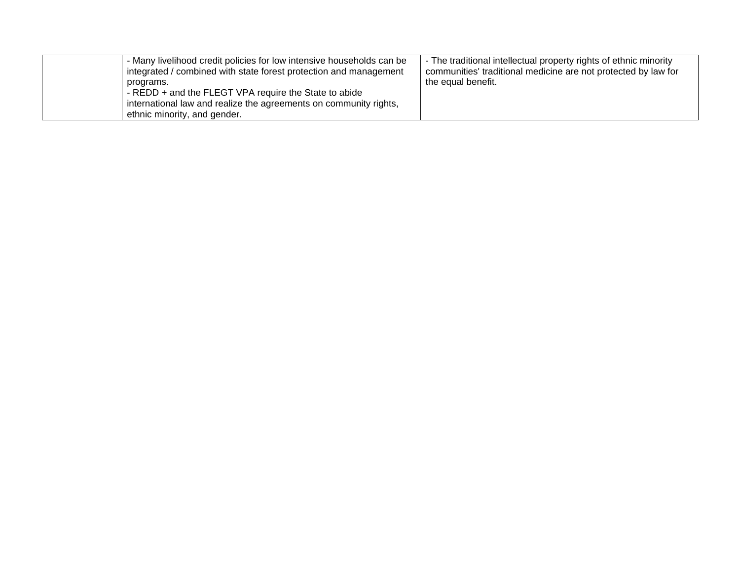| | | |
|---|---|---|
| | - Many livelihood credit policies for low intensive households can be integrated / combined with state forest protection and management programs.<br>- REDD + and the FLEGT VPA require the State to abide international law and realize the agreements on community rights, ethnic minority, and gender. | - The traditional intellectual property rights of ethnic minority communities' traditional medicine are not protected by law for the equal benefit. |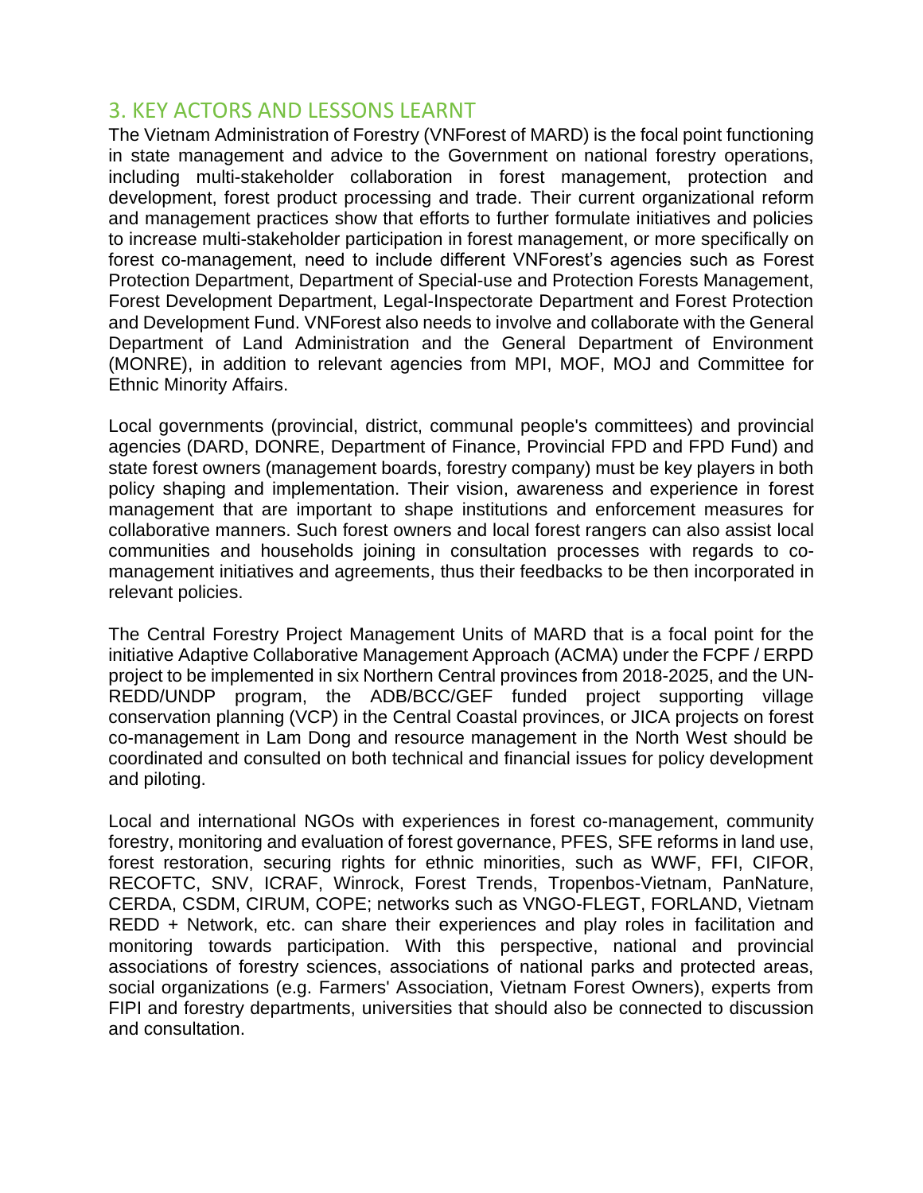## 3. KEY ACTORS AND LESSONS LEARNT

The Vietnam Administration of Forestry (VNForest of MARD) is the focal point functioning in state management and advice to the Government on national forestry operations, including multi-stakeholder collaboration in forest management, protection and development, forest product processing and trade. Their current organizational reform and management practices show that efforts to further formulate initiatives and policies to increase multi-stakeholder participation in forest management, or more specifically on forest co-management, need to include different VNForest's agencies such as Forest Protection Department, Department of Special-use and Protection Forests Management, Forest Development Department, Legal-Inspectorate Department and Forest Protection and Development Fund. VNForest also needs to involve and collaborate with the General Department of Land Administration and the General Department of Environment (MONRE), in addition to relevant agencies from MPI, MOF, MOJ and Committee for Ethnic Minority Affairs.

Local governments (provincial, district, communal people's committees) and provincial agencies (DARD, DONRE, Department of Finance, Provincial FPD and FPD Fund) and state forest owners (management boards, forestry company) must be key players in both policy shaping and implementation. Their vision, awareness and experience in forest management that are important to shape institutions and enforcement measures for collaborative manners. Such forest owners and local forest rangers can also assist local communities and households joining in consultation processes with regards to co-management initiatives and agreements, thus their feedbacks to be then incorporated in relevant policies.

The Central Forestry Project Management Units of MARD that is a focal point for the initiative Adaptive Collaborative Management Approach (ACMA) under the FCPF / ERPD project to be implemented in six Northern Central provinces from 2018-2025, and the UN-REDD/UNDP program, the ADB/BCC/GEF funded project supporting village conservation planning (VCP) in the Central Coastal provinces, or JICA projects on forest co-management in Lam Dong and resource management in the North West should be coordinated and consulted on both technical and financial issues for policy development and piloting.

Local and international NGOs with experiences in forest co-management, community forestry, monitoring and evaluation of forest governance, PFES, SFE reforms in land use, forest restoration, securing rights for ethnic minorities, such as WWF, FFI, CIFOR, RECOFTC, SNV, ICRAF, Winrock, Forest Trends, Tropenbos-Vietnam, PanNature, CERDA, CSDM, CIRUM, COPE; networks such as VNGO-FLEGT, FORLAND, Vietnam REDD + Network, etc. can share their experiences and play roles in facilitation and monitoring towards participation. With this perspective, national and provincial associations of forestry sciences, associations of national parks and protected areas, social organizations (e.g. Farmers' Association, Vietnam Forest Owners), experts from FIPI and forestry departments, universities that should also be connected to discussion and consultation.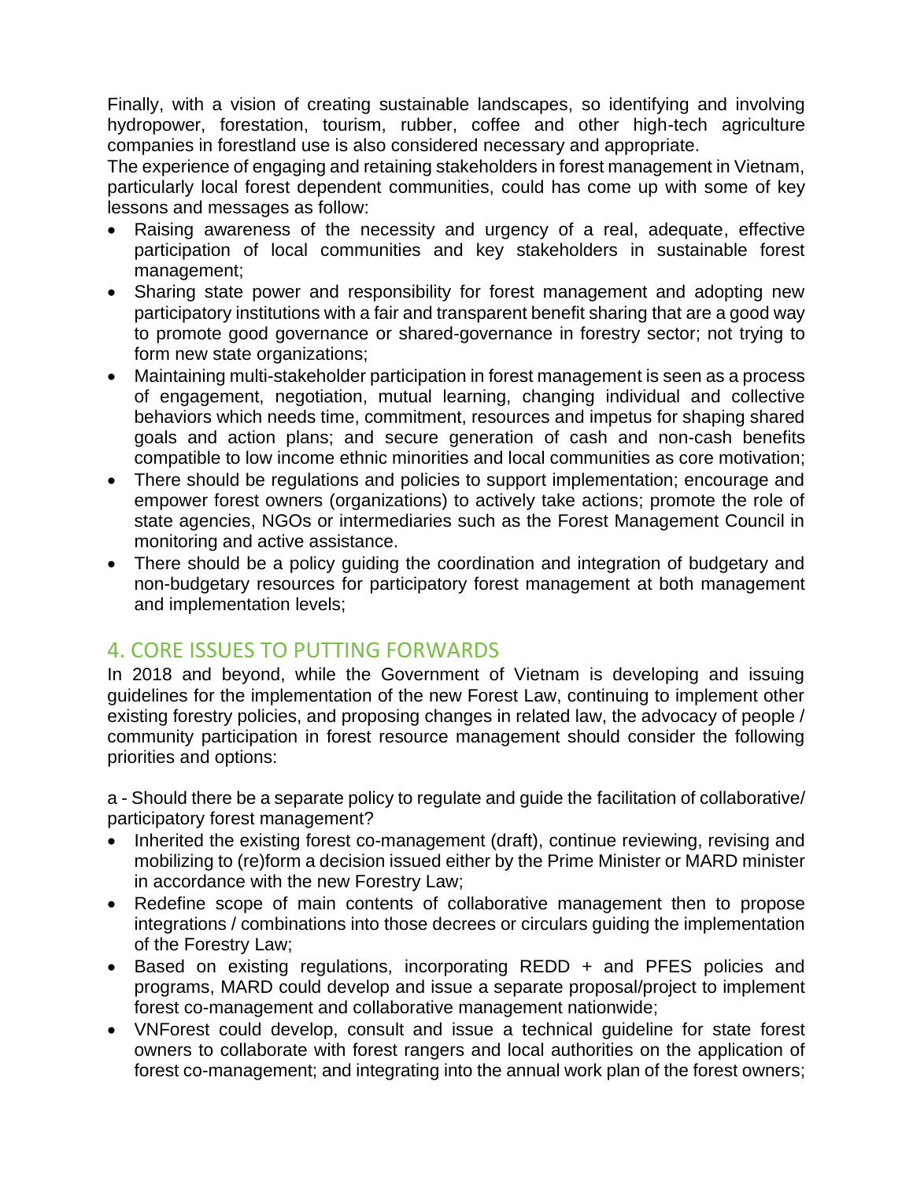Finally, with a vision of creating sustainable landscapes, so identifying and involving hydropower, forestation, tourism, rubber, coffee and other high-tech agriculture companies in forestland use is also considered necessary and appropriate.

The experience of engaging and retaining stakeholders in forest management in Vietnam, particularly local forest dependent communities, could has come up with some of key lessons and messages as follow:

- Raising awareness of the necessity and urgency of a real, adequate, effective participation of local communities and key stakeholders in sustainable forest management;
- Sharing state power and responsibility for forest management and adopting new participatory institutions with a fair and transparent benefit sharing that are a good way to promote good governance or shared-governance in forestry sector; not trying to form new state organizations;
- Maintaining multi-stakeholder participation in forest management is seen as a process of engagement, negotiation, mutual learning, changing individual and collective behaviors which needs time, commitment, resources and impetus for shaping shared goals and action plans; and secure generation of cash and non-cash benefits compatible to low income ethnic minorities and local communities as core motivation;
- There should be regulations and policies to support implementation; encourage and empower forest owners (organizations) to actively take actions; promote the role of state agencies, NGOs or intermediaries such as the Forest Management Council in monitoring and active assistance.
- There should be a policy guiding the coordination and integration of budgetary and non-budgetary resources for participatory forest management at both management and implementation levels;

## 4. CORE ISSUES TO PUTTING FORWARDS

In 2018 and beyond, while the Government of Vietnam is developing and issuing guidelines for the implementation of the new Forest Law, continuing to implement other existing forestry policies, and proposing changes in related law, the advocacy of people / community participation in forest resource management should consider the following priorities and options:

a - Should there be a separate policy to regulate and guide the facilitation of collaborative/ participatory forest management?

- Inherited the existing forest co-management (draft), continue reviewing, revising and mobilizing to (re)form a decision issued either by the Prime Minister or MARD minister in accordance with the new Forestry Law;
- Redefine scope of main contents of collaborative management then to propose integrations / combinations into those decrees or circulars guiding the implementation of the Forestry Law;
- Based on existing regulations, incorporating REDD + and PFES policies and programs, MARD could develop and issue a separate proposal/project to implement forest co-management and collaborative management nationwide;
- VNForest could develop, consult and issue a technical guideline for state forest owners to collaborate with forest rangers and local authorities on the application of forest co-management; and integrating into the annual work plan of the forest owners;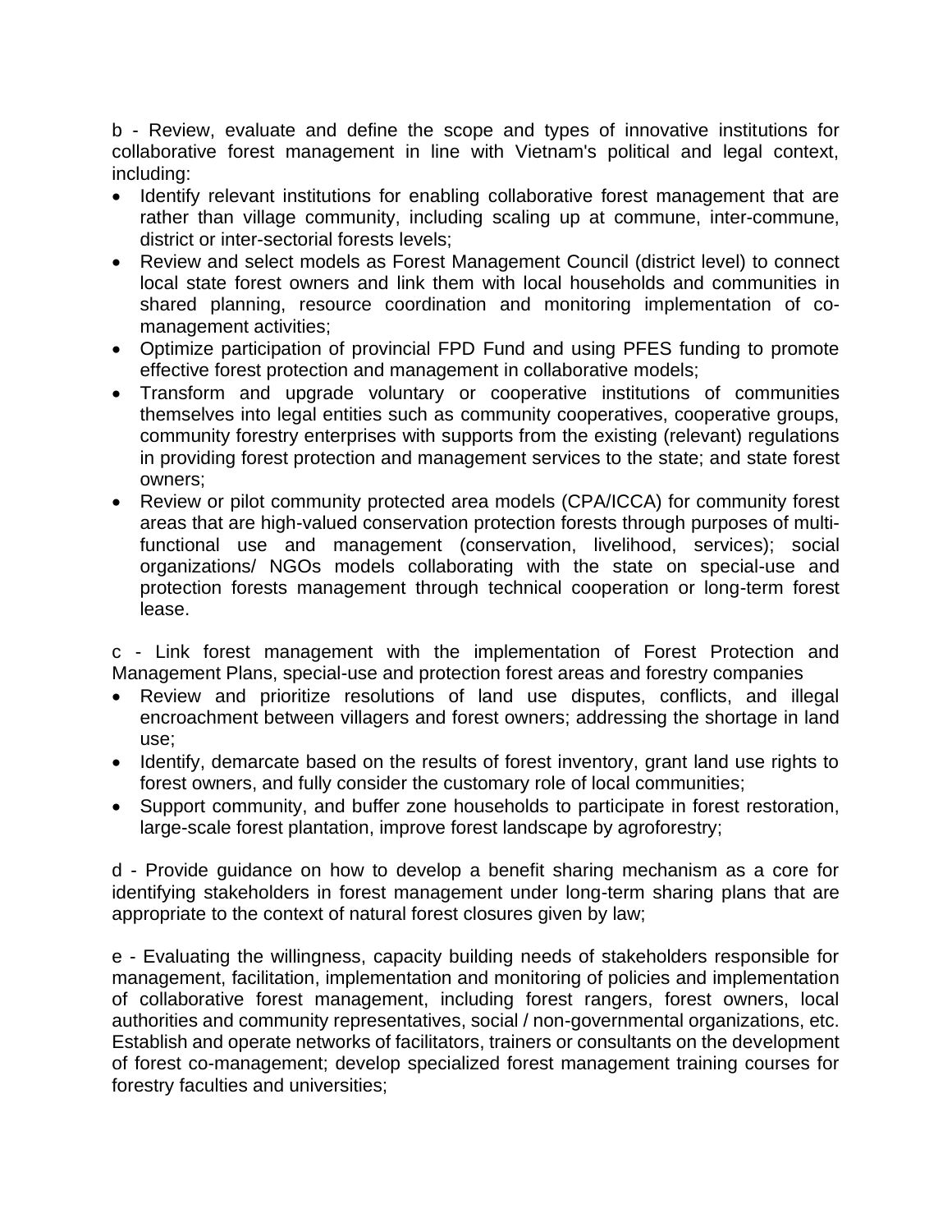b - Review, evaluate and define the scope and types of innovative institutions for collaborative forest management in line with Vietnam's political and legal context, including:

- Identify relevant institutions for enabling collaborative forest management that are rather than village community, including scaling up at commune, inter-commune, district or inter-sectorial forests levels;
- Review and select models as Forest Management Council (district level) to connect local state forest owners and link them with local households and communities in shared planning, resource coordination and monitoring implementation of co-management activities;
- Optimize participation of provincial FPD Fund and using PFES funding to promote effective forest protection and management in collaborative models;
- Transform and upgrade voluntary or cooperative institutions of communities themselves into legal entities such as community cooperatives, cooperative groups, community forestry enterprises with supports from the existing (relevant) regulations in providing forest protection and management services to the state; and state forest owners;
- Review or pilot community protected area models (CPA/ICCA) for community forest areas that are high-valued conservation protection forests through purposes of multi-functional use and management (conservation, livelihood, services); social organizations/ NGOs models collaborating with the state on special-use and protection forests management through technical cooperation or long-term forest lease.

c - Link forest management with the implementation of Forest Protection and Management Plans, special-use and protection forest areas and forestry companies

- Review and prioritize resolutions of land use disputes, conflicts, and illegal encroachment between villagers and forest owners; addressing the shortage in land use;
- Identify, demarcate based on the results of forest inventory, grant land use rights to forest owners, and fully consider the customary role of local communities;
- Support community, and buffer zone households to participate in forest restoration, large-scale forest plantation, improve forest landscape by agroforestry;

d - Provide guidance on how to develop a benefit sharing mechanism as a core for identifying stakeholders in forest management under long-term sharing plans that are appropriate to the context of natural forest closures given by law;

e - Evaluating the willingness, capacity building needs of stakeholders responsible for management, facilitation, implementation and monitoring of policies and implementation of collaborative forest management, including forest rangers, forest owners, local authorities and community representatives, social / non-governmental organizations, etc. Establish and operate networks of facilitators, trainers or consultants on the development of forest co-management; develop specialized forest management training courses for forestry faculties and universities;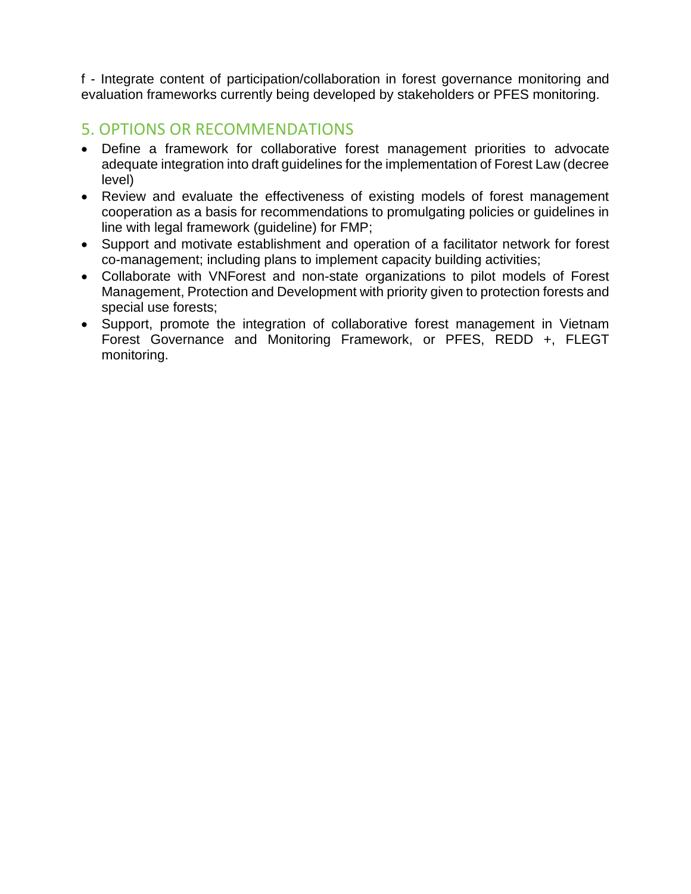f - Integrate content of participation/collaboration in forest governance monitoring and evaluation frameworks currently being developed by stakeholders or PFES monitoring.

## 5. OPTIONS OR RECOMMENDATIONS

- Define a framework for collaborative forest management priorities to advocate adequate integration into draft guidelines for the implementation of Forest Law (decree level)
- Review and evaluate the effectiveness of existing models of forest management cooperation as a basis for recommendations to promulgating policies or guidelines in line with legal framework (guideline) for FMP;
- Support and motivate establishment and operation of a facilitator network for forest co-management; including plans to implement capacity building activities;
- Collaborate with VNForest and non-state organizations to pilot models of Forest Management, Protection and Development with priority given to protection forests and special use forests;
- Support, promote the integration of collaborative forest management in Vietnam Forest Governance and Monitoring Framework, or PFES, REDD +, FLEGT monitoring.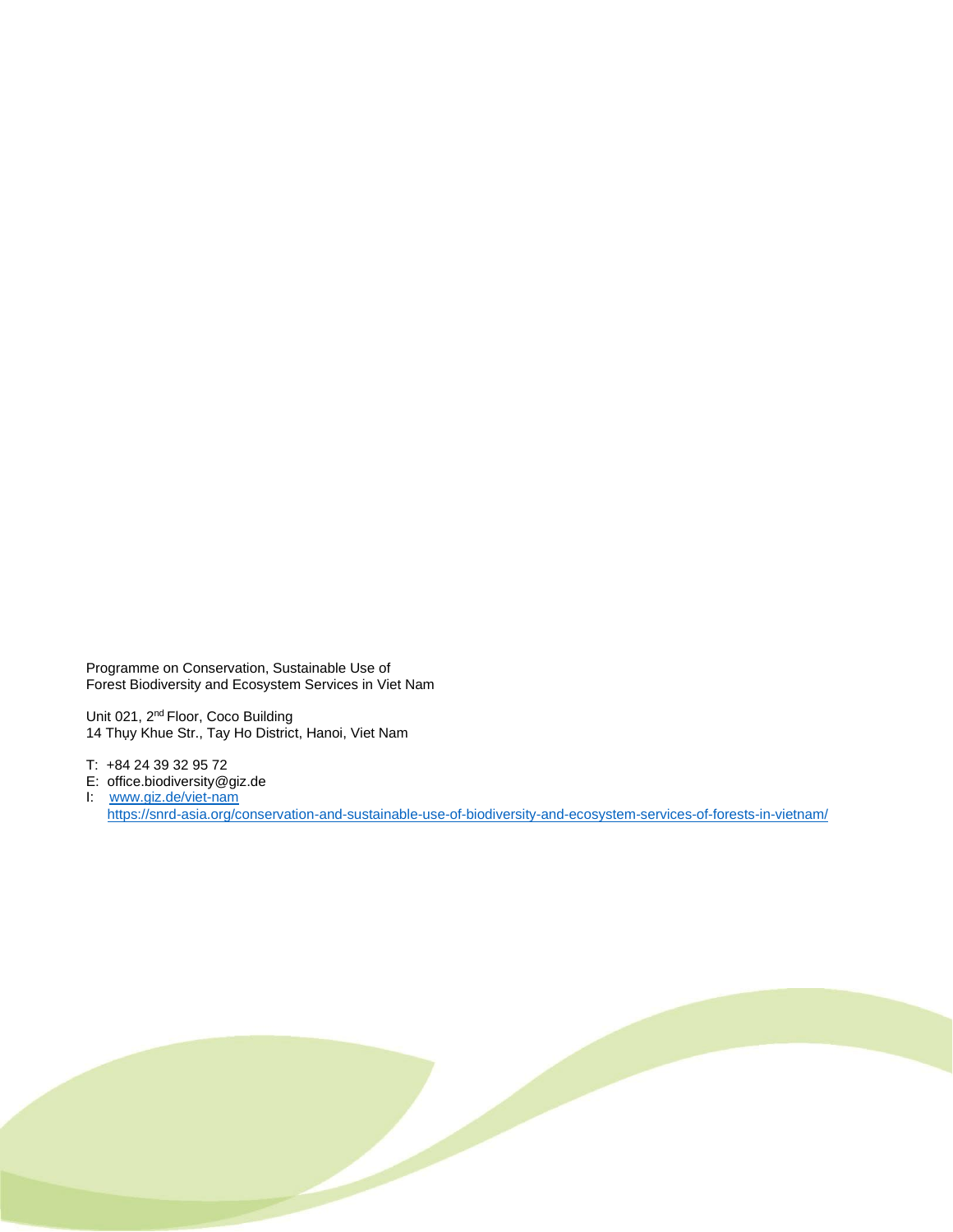Programme on Conservation, Sustainable Use of
Forest Biodiversity and Ecosystem Services in Viet Nam

Unit 021, 2nd Floor, Coco Building
14 Thụy Khue Str., Tay Ho District, Hanoi, Viet Nam

T: +84 24 39 32 95 72
E: office.biodiversity@giz.de
I: www.giz.de/viet-nam
https://snrd-asia.org/conservation-and-sustainable-use-of-biodiversity-and-ecosystem-services-of-forests-in-vietnam/